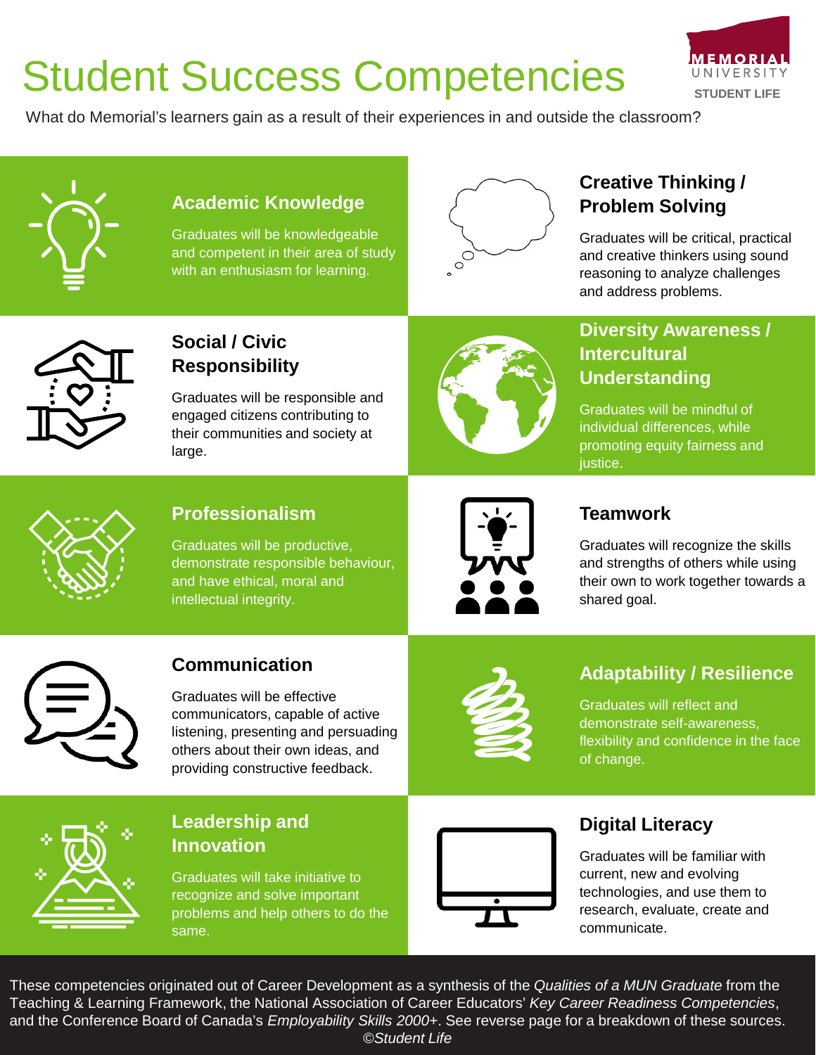# Student Success Competencies

MEMORIAL UNIVERSITY
STUDENT LIFE

What do Memorial's learners gain as a result of their experiences in and outside the classroom?

## Academic Knowledge

Graduates will be knowledgeable and competent in their area of study with an enthusiasm for learning.

## Creative Thinking / Problem Solving

Graduates will be critical, practical and creative thinkers using sound reasoning to analyze challenges and address problems.

## Social / Civic Responsibility

Graduates will be responsible and engaged citizens contributing to their communities and society at large.

## Diversity Awareness / Intercultural Understanding

Graduates will be mindful of individual differences, while promoting equity fairness and justice.

## Professionalism

Graduates will be productive, demonstrate responsible behaviour, and have ethical, moral and intellectual integrity.

## Teamwork

Graduates will recognize the skills and strengths of others while using their own to work together towards a shared goal.

## Communication

Graduates will be effective communicators, capable of active listening, presenting and persuading others about their own ideas, and providing constructive feedback.

## Adaptability / Resilience

Graduates will reflect and demonstrate self-awareness, flexibility and confidence in the face of change.

## Leadership and Innovation

Graduates will take initiative to recognize and solve important problems and help others to do the same.

## Digital Literacy

Graduates will be familiar with current, new and evolving technologies, and use them to research, evaluate, create and communicate.

These competencies originated out of Career Development as a synthesis of the *Qualities of a MUN Graduate* from the Teaching & Learning Framework, the National Association of Career Educators' *Key Career Readiness Competencies*, and the Conference Board of Canada's *Employability Skills 2000+*. See reverse page for a breakdown of these sources.

*©Student Life*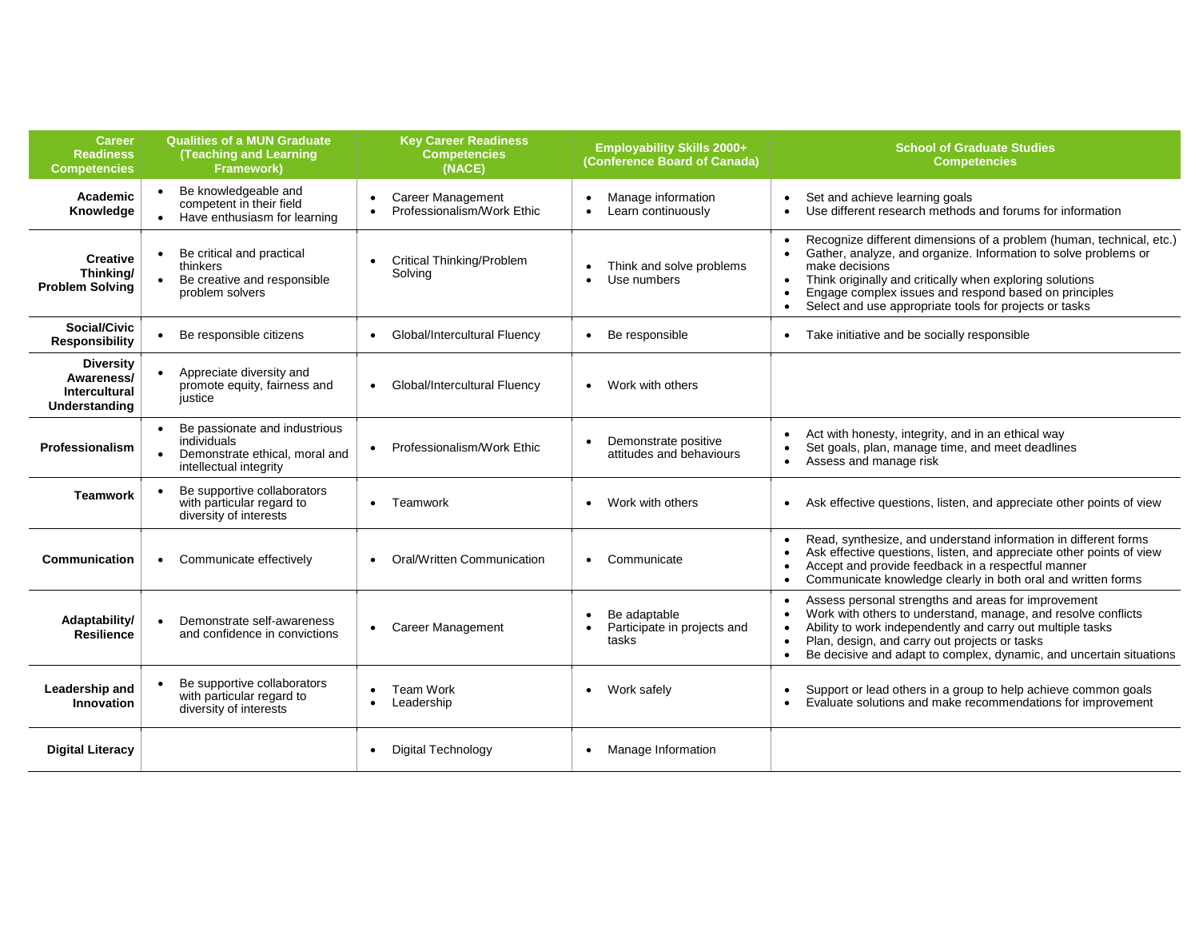| Career Readiness Competencies | Qualities of a MUN Graduate (Teaching and Learning Framework) | Key Career Readiness Competencies (NACE) | Employability Skills 2000+ (Conference Board of Canada) | School of Graduate Studies Competencies |
|---|---|---|---|---|
| **Academic Knowledge** | • Be knowledgeable and competent in their field<br>• Have enthusiasm for learning | • Career Management<br>• Professionalism/Work Ethic | • Manage information<br>• Learn continuously | • Set and achieve learning goals<br>• Use different research methods and forums for information |
| **Creative Thinking/ Problem Solving** | • Be critical and practical thinkers<br>• Be creative and responsible problem solvers | • Critical Thinking/Problem Solving | • Think and solve problems<br>• Use numbers | • Recognize different dimensions of a problem (human, technical, etc.)<br>• Gather, analyze, and organize. Information to solve problems or make decisions<br>• Think originally and critically when exploring solutions<br>• Engage complex issues and respond based on principles<br>• Select and use appropriate tools for projects or tasks |
| **Social/Civic Responsibility** | • Be responsible citizens | • Global/Intercultural Fluency | • Be responsible | • Take initiative and be socially responsible |
| **Diversity Awareness/ Intercultural Understanding** | • Appreciate diversity and promote equity, fairness and justice | • Global/Intercultural Fluency | • Work with others | |
| **Professionalism** | • Be passionate and industrious individuals<br>• Demonstrate ethical, moral and intellectual integrity | • Professionalism/Work Ethic | • Demonstrate positive attitudes and behaviours | • Act with honesty, integrity, and in an ethical way<br>• Set goals, plan, manage time, and meet deadlines<br>• Assess and manage risk |
| **Teamwork** | • Be supportive collaborators with particular regard to diversity of interests | • Teamwork | • Work with others | • Ask effective questions, listen, and appreciate other points of view |
| **Communication** | • Communicate effectively | • Oral/Written Communication | • Communicate | • Read, synthesize, and understand information in different forms<br>• Ask effective questions, listen, and appreciate other points of view<br>• Accept and provide feedback in a respectful manner<br>• Communicate knowledge clearly in both oral and written forms |
| **Adaptability/ Resilience** | • Demonstrate self-awareness and confidence in convictions | • Career Management | • Be adaptable<br>• Participate in projects and tasks | • Assess personal strengths and areas for improvement<br>• Work with others to understand, manage, and resolve conflicts<br>• Ability to work independently and carry out multiple tasks<br>• Plan, design, and carry out projects or tasks<br>• Be decisive and adapt to complex, dynamic, and uncertain situations |
| **Leadership and Innovation** | • Be supportive collaborators with particular regard to diversity of interests | • Team Work<br>• Leadership | • Work safely | • Support or lead others in a group to help achieve common goals<br>• Evaluate solutions and make recommendations for improvement |
| **Digital Literacy** | | • Digital Technology | • Manage Information | |